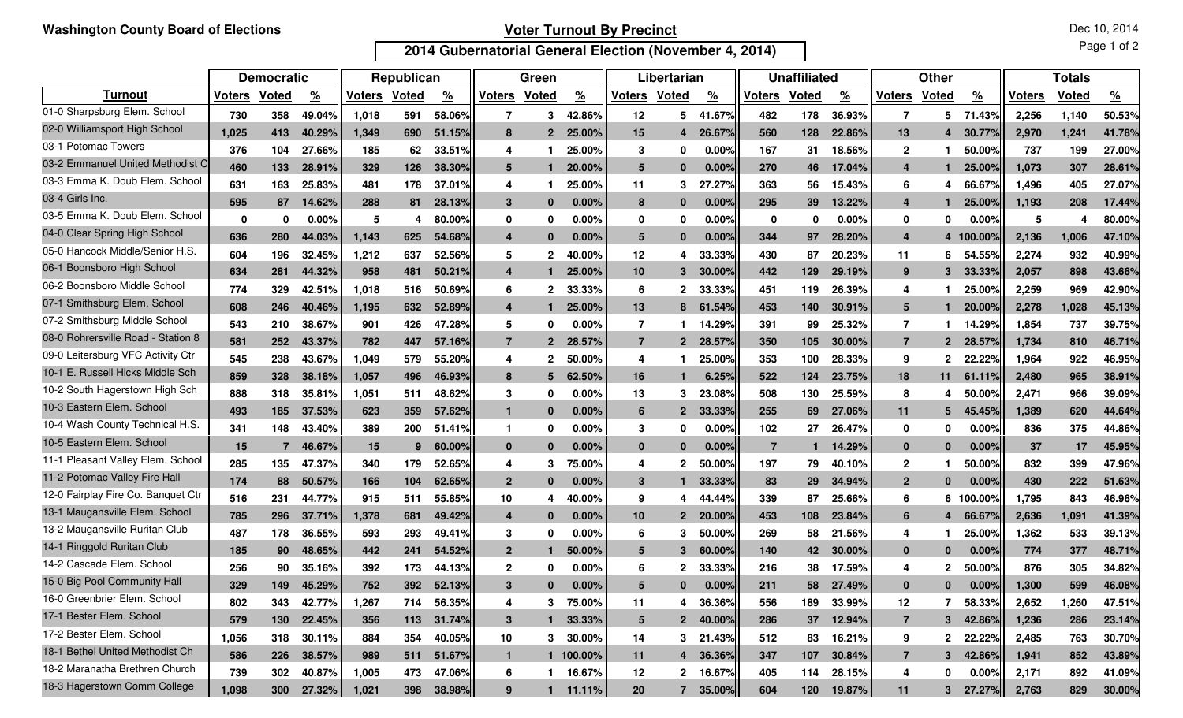Washington County Board of Elections

# Voter Turnout By Precinct

## 2014 Gubernatorial General Election (November 4, 2014)

Dec 10, 2014

| | Democratic | | | Republican | | | Green | | | Libertarian | | | Unaffiliated | | | Other | | | Totals | | |
|---|---|---|---|---|---|---|---|---|---|---|---|---|---|---|---|---|---|---|---|---|---|
| **Turnout** | **Voters** | **Voted** | **%** | **Voters** | **Voted** | **%** | **Voters** | **Voted** | **%** | **Voters** | **Voted** | **%** | **Voters** | **Voted** | **%** | **Voters** | **Voted** | **%** | **Voters** | **Voted** | **%** |
| 01-0 Sharpsburg Elem. School | 730 | 358 | 49.04% | 1,018 | 591 | 58.06% | 7 | 3 | 42.86% | 12 | 5 | 41.67% | 482 | 178 | 36.93% | 7 | 5 | 71.43% | 2,256 | 1,140 | 50.53% |
| 02-0 Williamsport High School | 1,025 | 413 | 40.29% | 1,349 | 690 | 51.15% | 8 | 2 | 25.00% | 15 | 4 | 26.67% | 560 | 128 | 22.86% | 13 | 4 | 30.77% | 2,970 | 1,241 | 41.78% |
| 03-1 Potomac Towers | 376 | 104 | 27.66% | 185 | 62 | 33.51% | 4 | 1 | 25.00% | 3 | 0 | 0.00% | 167 | 31 | 18.56% | 2 | 1 | 50.00% | 737 | 199 | 27.00% |
| 03-2 Emmanuel United Methodist C | 460 | 133 | 28.91% | 329 | 126 | 38.30% | 5 | 1 | 20.00% | 5 | 0 | 0.00% | 270 | 46 | 17.04% | 4 | 1 | 25.00% | 1,073 | 307 | 28.61% |
| 03-3 Emma K. Doub Elem. School | 631 | 163 | 25.83% | 481 | 178 | 37.01% | 4 | 1 | 25.00% | 11 | 3 | 27.27% | 363 | 56 | 15.43% | 6 | 4 | 66.67% | 1,496 | 405 | 27.07% |
| 03-4 Girls Inc. | 595 | 87 | 14.62% | 288 | 81 | 28.13% | 3 | 0 | 0.00% | 8 | 0 | 0.00% | 295 | 39 | 13.22% | 4 | 1 | 25.00% | 1,193 | 208 | 17.44% |
| 03-5 Emma K. Doub Elem. School | 0 | 0 | 0.00% | 5 | 4 | 80.00% | 0 | 0 | 0.00% | 0 | 0 | 0.00% | 0 | 0 | 0.00% | 0 | 0 | 0.00% | 5 | 4 | 80.00% |
| 04-0 Clear Spring High School | 636 | 280 | 44.03% | 1,143 | 625 | 54.68% | 4 | 0 | 0.00% | 5 | 0 | 0.00% | 344 | 97 | 28.20% | 4 | 4 | 100.00% | 2,136 | 1,006 | 47.10% |
| 05-0 Hancock Middle/Senior H.S. | 604 | 196 | 32.45% | 1,212 | 637 | 52.56% | 5 | 2 | 40.00% | 12 | 4 | 33.33% | 430 | 87 | 20.23% | 11 | 6 | 54.55% | 2,274 | 932 | 40.99% |
| 06-1 Boonsboro High School | 634 | 281 | 44.32% | 958 | 481 | 50.21% | 4 | 1 | 25.00% | 10 | 3 | 30.00% | 442 | 129 | 29.19% | 9 | 3 | 33.33% | 2,057 | 898 | 43.66% |
| 06-2 Boonsboro Middle School | 774 | 329 | 42.51% | 1,018 | 516 | 50.69% | 6 | 2 | 33.33% | 6 | 2 | 33.33% | 451 | 119 | 26.39% | 4 | 1 | 25.00% | 2,259 | 969 | 42.90% |
| 07-1 Smithsburg Elem. School | 608 | 246 | 40.46% | 1,195 | 632 | 52.89% | 4 | 1 | 25.00% | 13 | 8 | 61.54% | 453 | 140 | 30.91% | 5 | 1 | 20.00% | 2,278 | 1,028 | 45.13% |
| 07-2 Smithsburg Middle School | 543 | 210 | 38.67% | 901 | 426 | 47.28% | 5 | 0 | 0.00% | 7 | 1 | 14.29% | 391 | 99 | 25.32% | 7 | 1 | 14.29% | 1,854 | 737 | 39.75% |
| 08-0 Rohrersville Road - Station 8 | 581 | 252 | 43.37% | 782 | 447 | 57.16% | 7 | 2 | 28.57% | 7 | 2 | 28.57% | 350 | 105 | 30.00% | 7 | 2 | 28.57% | 1,734 | 810 | 46.71% |
| 09-0 Leitersburg VFC Activity Ctr | 545 | 238 | 43.67% | 1,049 | 579 | 55.20% | 4 | 2 | 50.00% | 4 | 1 | 25.00% | 353 | 100 | 28.33% | 9 | 2 | 22.22% | 1,964 | 922 | 46.95% |
| 10-1 E. Russell Hicks Middle Sch | 859 | 328 | 38.18% | 1,057 | 496 | 46.93% | 8 | 5 | 62.50% | 16 | 1 | 6.25% | 522 | 124 | 23.75% | 18 | 11 | 61.11% | 2,480 | 965 | 38.91% |
| 10-2 South Hagerstown High Sch | 888 | 318 | 35.81% | 1,051 | 511 | 48.62% | 3 | 0 | 0.00% | 13 | 3 | 23.08% | 508 | 130 | 25.59% | 8 | 4 | 50.00% | 2,471 | 966 | 39.09% |
| 10-3 Eastern Elem. School | 493 | 185 | 37.53% | 623 | 359 | 57.62% | 1 | 0 | 0.00% | 6 | 2 | 33.33% | 255 | 69 | 27.06% | 11 | 5 | 45.45% | 1,389 | 620 | 44.64% |
| 10-4 Wash County Technical H.S. | 341 | 148 | 43.40% | 389 | 200 | 51.41% | 1 | 0 | 0.00% | 3 | 0 | 0.00% | 102 | 27 | 26.47% | 0 | 0 | 0.00% | 836 | 375 | 44.86% |
| 10-5 Eastern Elem. School | 15 | 7 | 46.67% | 15 | 9 | 60.00% | 0 | 0 | 0.00% | 0 | 0 | 0.00% | 7 | 1 | 14.29% | 0 | 0 | 0.00% | 37 | 17 | 45.95% |
| 11-1 Pleasant Valley Elem. School | 285 | 135 | 47.37% | 340 | 179 | 52.65% | 4 | 3 | 75.00% | 4 | 2 | 50.00% | 197 | 79 | 40.10% | 2 | 1 | 50.00% | 832 | 399 | 47.96% |
| 11-2 Potomac Valley Fire Hall | 174 | 88 | 50.57% | 166 | 104 | 62.65% | 2 | 0 | 0.00% | 3 | 1 | 33.33% | 83 | 29 | 34.94% | 2 | 0 | 0.00% | 430 | 222 | 51.63% |
| 12-0 Fairplay Fire Co. Banquet Ctr | 516 | 231 | 44.77% | 915 | 511 | 55.85% | 10 | 4 | 40.00% | 9 | 4 | 44.44% | 339 | 87 | 25.66% | 6 | 6 | 100.00% | 1,795 | 843 | 46.96% |
| 13-1 Maugansville Elem. School | 785 | 296 | 37.71% | 1,378 | 681 | 49.42% | 4 | 0 | 0.00% | 10 | 2 | 20.00% | 453 | 108 | 23.84% | 6 | 4 | 66.67% | 2,636 | 1,091 | 41.39% |
| 13-2 Maugansville Ruritan Club | 487 | 178 | 36.55% | 593 | 293 | 49.41% | 3 | 0 | 0.00% | 6 | 3 | 50.00% | 269 | 58 | 21.56% | 4 | 1 | 25.00% | 1,362 | 533 | 39.13% |
| 14-1 Ringgold Ruritan Club | 185 | 90 | 48.65% | 442 | 241 | 54.52% | 2 | 1 | 50.00% | 5 | 3 | 60.00% | 140 | 42 | 30.00% | 0 | 0 | 0.00% | 774 | 377 | 48.71% |
| 14-2 Cascade Elem. School | 256 | 90 | 35.16% | 392 | 173 | 44.13% | 2 | 0 | 0.00% | 6 | 2 | 33.33% | 216 | 38 | 17.59% | 4 | 2 | 50.00% | 876 | 305 | 34.82% |
| 15-0 Big Pool Community Hall | 329 | 149 | 45.29% | 752 | 392 | 52.13% | 3 | 0 | 0.00% | 5 | 0 | 0.00% | 211 | 58 | 27.49% | 0 | 0 | 0.00% | 1,300 | 599 | 46.08% |
| 16-0 Greenbrier Elem. School | 802 | 343 | 42.77% | 1,267 | 714 | 56.35% | 4 | 3 | 75.00% | 11 | 4 | 36.36% | 556 | 189 | 33.99% | 12 | 7 | 58.33% | 2,652 | 1,260 | 47.51% |
| 17-1 Bester Elem. School | 579 | 130 | 22.45% | 356 | 113 | 31.74% | 3 | 1 | 33.33% | 5 | 2 | 40.00% | 286 | 37 | 12.94% | 7 | 3 | 42.86% | 1,236 | 286 | 23.14% |
| 17-2 Bester Elem. School | 1,056 | 318 | 30.11% | 884 | 354 | 40.05% | 10 | 3 | 30.00% | 14 | 3 | 21.43% | 512 | 83 | 16.21% | 9 | 2 | 22.22% | 2,485 | 763 | 30.70% |
| 18-1 Bethel United Methodist Ch | 586 | 226 | 38.57% | 989 | 511 | 51.67% | 1 | 1 | 100.00% | 11 | 4 | 36.36% | 347 | 107 | 30.84% | 7 | 3 | 42.86% | 1,941 | 852 | 43.89% |
| 18-2 Maranatha Brethren Church | 739 | 302 | 40.87% | 1,005 | 473 | 47.06% | 6 | 1 | 16.67% | 12 | 2 | 16.67% | 405 | 114 | 28.15% | 4 | 0 | 0.00% | 2,171 | 892 | 41.09% |
| 18-3 Hagerstown Comm College | 1,098 | 300 | 27.32% | 1,021 | 398 | 38.98% | 9 | 1 | 11.11% | 20 | 7 | 35.00% | 604 | 120 | 19.87% | 11 | 3 | 27.27% | 2,763 | 829 | 30.00% |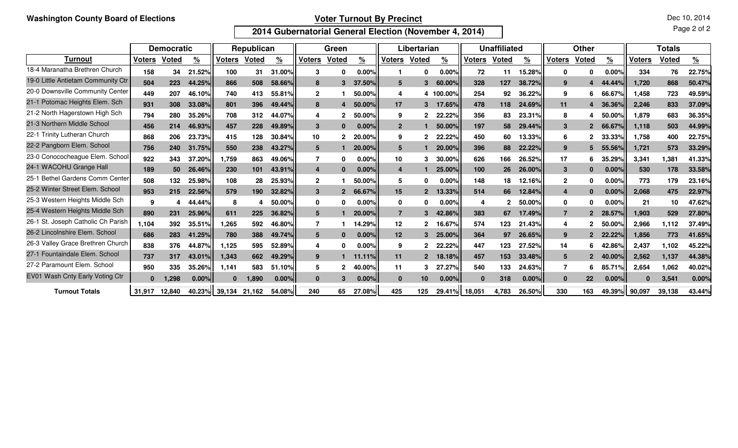Washington County Board of Elections

## Voter Turnout By Precinct

### 2014 Gubernatorial General Election (November 4, 2014)

Dec 10, 2014

| | Democratic | | | Republican | | | Green | | | Libertarian | | | Unaffiliated | | | Other | | | Totals | | |
|---|---|---|---|---|---|---|---|---|---|---|---|---|---|---|---|---|---|---|---|---|---|
| Turnout | Voters | Voted | % | Voters | Voted | % | Voters | Voted | % | Voters | Voted | % | Voters | Voted | % | Voters | Voted | % | Voters | Voted | % |
| 18-4 Maranatha Brethren Church | 158 | 34 | 21.52% | 100 | 31 | 31.00% | 3 | 0 | 0.00% | 1 | 0 | 0.00% | 72 | 11 | 15.28% | 0 | 0 | 0.00% | 334 | 76 | 22.75% |
| 19-0 Little Antietam Community Ctr | 504 | 223 | 44.25% | 866 | 508 | 58.66% | 8 | 3 | 37.50% | 5 | 3 | 60.00% | 328 | 127 | 38.72% | 9 | 4 | 44.44% | 1,720 | 868 | 50.47% |
| 20-0 Downsville Community Center | 449 | 207 | 46.10% | 740 | 413 | 55.81% | 2 | 1 | 50.00% | 4 | 4 | 100.00% | 254 | 92 | 36.22% | 9 | 6 | 66.67% | 1,458 | 723 | 49.59% |
| 21-1 Potomac Heights Elem. Sch | 931 | 308 | 33.08% | 801 | 396 | 49.44% | 8 | 4 | 50.00% | 17 | 3 | 17.65% | 478 | 118 | 24.69% | 11 | 4 | 36.36% | 2,246 | 833 | 37.09% |
| 21-2 North Hagerstown High Sch | 794 | 280 | 35.26% | 708 | 312 | 44.07% | 4 | 2 | 50.00% | 9 | 2 | 22.22% | 356 | 83 | 23.31% | 8 | 4 | 50.00% | 1,879 | 683 | 36.35% |
| 21-3 Northern Middle School | 456 | 214 | 46.93% | 457 | 228 | 49.89% | 3 | 0 | 0.00% | 2 | 1 | 50.00% | 197 | 58 | 29.44% | 3 | 2 | 66.67% | 1,118 | 503 | 44.99% |
| 22-1 Trinity Lutheran Church | 868 | 206 | 23.73% | 415 | 128 | 30.84% | 10 | 2 | 20.00% | 9 | 2 | 22.22% | 450 | 60 | 13.33% | 6 | 2 | 33.33% | 1,758 | 400 | 22.75% |
| 22-2 Pangborn Elem. School | 756 | 240 | 31.75% | 550 | 238 | 43.27% | 5 | 1 | 20.00% | 5 | 1 | 20.00% | 396 | 88 | 22.22% | 9 | 5 | 55.56% | 1,721 | 573 | 33.29% |
| 23-0 Conococheague Elem. School | 922 | 343 | 37.20% | 1,759 | 863 | 49.06% | 7 | 0 | 0.00% | 10 | 3 | 30.00% | 626 | 166 | 26.52% | 17 | 6 | 35.29% | 3,341 | 1,381 | 41.33% |
| 24-1 WACOHU Grange Hall | 189 | 50 | 26.46% | 230 | 101 | 43.91% | 4 | 0 | 0.00% | 4 | 1 | 25.00% | 100 | 26 | 26.00% | 3 | 0 | 0.00% | 530 | 178 | 33.58% |
| 25-1 Bethel Gardens Comm Center | 508 | 132 | 25.98% | 108 | 28 | 25.93% | 2 | 1 | 50.00% | 5 | 0 | 0.00% | 148 | 18 | 12.16% | 2 | 0 | 0.00% | 773 | 179 | 23.16% |
| 25-2 Winter Street Elem. School | 953 | 215 | 22.56% | 579 | 190 | 32.82% | 3 | 2 | 66.67% | 15 | 2 | 13.33% | 514 | 66 | 12.84% | 4 | 0 | 0.00% | 2,068 | 475 | 22.97% |
| 25-3 Western Heights Middle Sch | 9 | 4 | 44.44% | 8 | 4 | 50.00% | 0 | 0 | 0.00% | 0 | 0 | 0.00% | 4 | 2 | 50.00% | 0 | 0 | 0.00% | 21 | 10 | 47.62% |
| 25-4 Western Heights Middle Sch | 890 | 231 | 25.96% | 611 | 225 | 36.82% | 5 | 1 | 20.00% | 7 | 3 | 42.86% | 383 | 67 | 17.49% | 7 | 2 | 28.57% | 1,903 | 529 | 27.80% |
| 26-1 St. Joseph Catholic Ch Parish | 1,104 | 392 | 35.51% | 1,265 | 592 | 46.80% | 7 | 1 | 14.29% | 12 | 2 | 16.67% | 574 | 123 | 21.43% | 4 | 2 | 50.00% | 2,966 | 1,112 | 37.49% |
| 26-2 Lincolnshire Elem. School | 686 | 283 | 41.25% | 780 | 388 | 49.74% | 5 | 0 | 0.00% | 12 | 3 | 25.00% | 364 | 97 | 26.65% | 9 | 2 | 22.22% | 1,856 | 773 | 41.65% |
| 26-3 Valley Grace Brethren Church | 838 | 376 | 44.87% | 1,125 | 595 | 52.89% | 4 | 0 | 0.00% | 9 | 2 | 22.22% | 447 | 123 | 27.52% | 14 | 6 | 42.86% | 2,437 | 1,102 | 45.22% |
| 27-1 Fountaindale Elem. School | 737 | 317 | 43.01% | 1,343 | 662 | 49.29% | 9 | 1 | 11.11% | 11 | 2 | 18.18% | 457 | 153 | 33.48% | 5 | 2 | 40.00% | 2,562 | 1,137 | 44.38% |
| 27-2 Paramount Elem. School | 950 | 335 | 35.26% | 1,141 | 583 | 51.10% | 5 | 2 | 40.00% | 11 | 3 | 27.27% | 540 | 133 | 24.63% | 7 | 6 | 85.71% | 2,654 | 1,062 | 40.02% |
| EV01 Wash Cnty Early Voting Ctr | 0 | 1,298 | 0.00% | 0 | 1,890 | 0.00% | 0 | 3 | 0.00% | 0 | 10 | 0.00% | 0 | 318 | 0.00% | 0 | 22 | 0.00% | 0 | 3,541 | 0.00% |
| **Turnout Totals** | 31,917 | 12,840 | 40.23% | 39,134 | 21,162 | 54.08% | 240 | 65 | 27.08% | 425 | 125 | 29.41% | 18,051 | 4,783 | 26.50% | 330 | 163 | 49.39% | 90,097 | 39,138 | 43.44% |